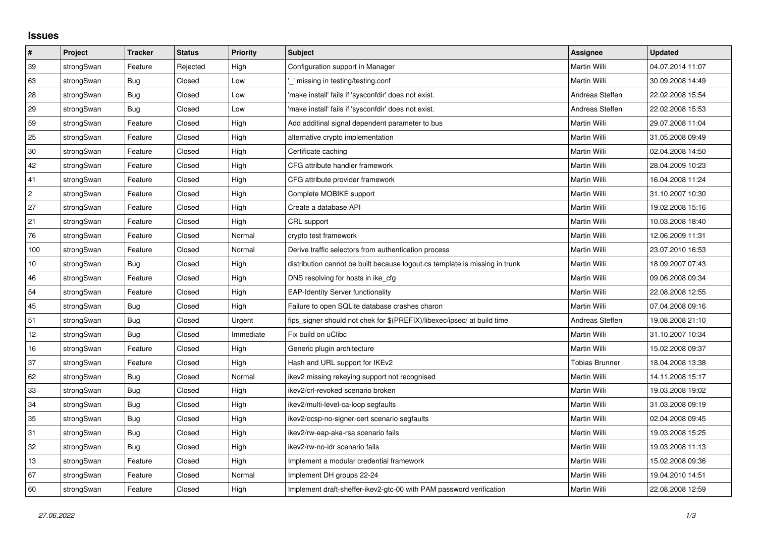## Issues

| # | Project | Tracker | Status | Priority | Subject | Assignee | Updated |
|---|---|---|---|---|---|---|---|
| 39 | strongSwan | Feature | Rejected | High | Configuration support in Manager | Martin Willi | 04.07.2014 11:07 |
| 63 | strongSwan | Bug | Closed | Low | '_' missing in testing/testing.conf | Martin Willi | 30.09.2008 14:49 |
| 28 | strongSwan | Bug | Closed | Low | 'make install' fails if 'sysconfdir' does not exist. | Andreas Steffen | 22.02.2008 15:54 |
| 29 | strongSwan | Bug | Closed | Low | 'make install' fails if 'sysconfdir' does not exist. | Andreas Steffen | 22.02.2008 15:53 |
| 59 | strongSwan | Feature | Closed | High | Add additinal signal dependent parameter to bus | Martin Willi | 29.07.2008 11:04 |
| 25 | strongSwan | Feature | Closed | High | alternative crypto implementation | Martin Willi | 31.05.2008 09:49 |
| 30 | strongSwan | Feature | Closed | High | Certificate caching | Martin Willi | 02.04.2008 14:50 |
| 42 | strongSwan | Feature | Closed | High | CFG attribute handler framework | Martin Willi | 28.04.2009 10:23 |
| 41 | strongSwan | Feature | Closed | High | CFG attribute provider framework | Martin Willi | 16.04.2008 11:24 |
| 2 | strongSwan | Feature | Closed | High | Complete MOBIKE support | Martin Willi | 31.10.2007 10:30 |
| 27 | strongSwan | Feature | Closed | High | Create a database API | Martin Willi | 19.02.2008 15:16 |
| 21 | strongSwan | Feature | Closed | High | CRL support | Martin Willi | 10.03.2008 18:40 |
| 76 | strongSwan | Feature | Closed | Normal | crypto test framework | Martin Willi | 12.06.2009 11:31 |
| 100 | strongSwan | Feature | Closed | Normal | Derive traffic selectors from authentication process | Martin Willi | 23.07.2010 16:53 |
| 10 | strongSwan | Bug | Closed | High | distribution cannot be built because logout.cs template is missing in trunk | Martin Willi | 18.09.2007 07:43 |
| 46 | strongSwan | Feature | Closed | High | DNS resolving for hosts in ike_cfg | Martin Willi | 09.06.2008 09:34 |
| 54 | strongSwan | Feature | Closed | High | EAP-Identity Server functionality | Martin Willi | 22.08.2008 12:55 |
| 45 | strongSwan | Bug | Closed | High | Failure to open SQLite database crashes charon | Martin Willi | 07.04.2008 09:16 |
| 51 | strongSwan | Bug | Closed | Urgent | fips_signer should not chek for $(PREFIX)/libexec/ipsec/ at build time | Andreas Steffen | 19.08.2008 21:10 |
| 12 | strongSwan | Bug | Closed | Immediate | Fix build on uClibc | Martin Willi | 31.10.2007 10:34 |
| 16 | strongSwan | Feature | Closed | High | Generic plugin architecture | Martin Willi | 15.02.2008 09:37 |
| 37 | strongSwan | Feature | Closed | High | Hash and URL support for IKEv2 | Tobias Brunner | 18.04.2008 13:38 |
| 62 | strongSwan | Bug | Closed | Normal | ikev2 missing rekeying support not recognised | Martin Willi | 14.11.2008 15:17 |
| 33 | strongSwan | Bug | Closed | High | ikev2/crl-revoked scenario broken | Martin Willi | 19.03.2008 19:02 |
| 34 | strongSwan | Bug | Closed | High | ikev2/multi-level-ca-loop segfaults | Martin Willi | 31.03.2008 09:19 |
| 35 | strongSwan | Bug | Closed | High | ikev2/ocsp-no-signer-cert scenario segfaults | Martin Willi | 02.04.2008 09:45 |
| 31 | strongSwan | Bug | Closed | High | ikev2/rw-eap-aka-rsa scenario fails | Martin Willi | 19.03.2008 15:25 |
| 32 | strongSwan | Bug | Closed | High | ikev2/rw-no-idr scenario fails | Martin Willi | 19.03.2008 11:13 |
| 13 | strongSwan | Feature | Closed | High | Implement a modular credential framework | Martin Willi | 15.02.2008 09:36 |
| 67 | strongSwan | Feature | Closed | Normal | Implement DH groups 22-24 | Martin Willi | 19.04.2010 14:51 |
| 60 | strongSwan | Feature | Closed | High | Implement draft-sheffer-ikev2-gtc-00 with PAM password verification | Martin Willi | 22.08.2008 12:59 |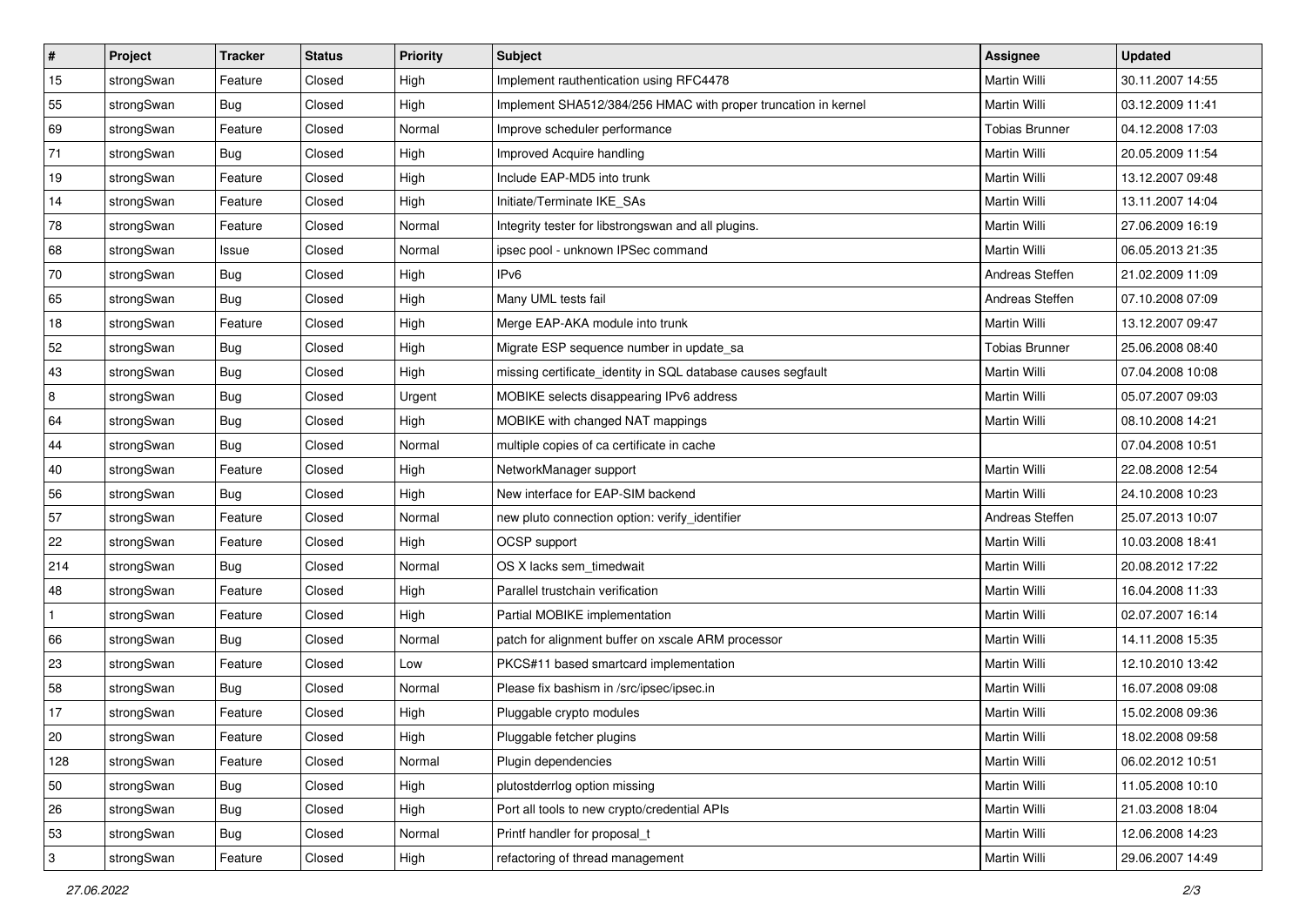| # | Project | Tracker | Status | Priority | Subject | Assignee | Updated |
|---|---|---|---|---|---|---|---|
| 15 | strongSwan | Feature | Closed | High | Implement rauthentication using RFC4478 | Martin Willi | 30.11.2007 14:55 |
| 55 | strongSwan | Bug | Closed | High | Implement SHA512/384/256 HMAC with proper truncation in kernel | Martin Willi | 03.12.2009 11:41 |
| 69 | strongSwan | Feature | Closed | Normal | Improve scheduler performance | Tobias Brunner | 04.12.2008 17:03 |
| 71 | strongSwan | Bug | Closed | High | Improved Acquire handling | Martin Willi | 20.05.2009 11:54 |
| 19 | strongSwan | Feature | Closed | High | Include EAP-MD5 into trunk | Martin Willi | 13.12.2007 09:48 |
| 14 | strongSwan | Feature | Closed | High | Initiate/Terminate IKE_SAs | Martin Willi | 13.11.2007 14:04 |
| 78 | strongSwan | Feature | Closed | Normal | Integrity tester for libstrongswan and all plugins. | Martin Willi | 27.06.2009 16:19 |
| 68 | strongSwan | Issue | Closed | Normal | ipsec pool - unknown IPSec command | Martin Willi | 06.05.2013 21:35 |
| 70 | strongSwan | Bug | Closed | High | IPv6 | Andreas Steffen | 21.02.2009 11:09 |
| 65 | strongSwan | Bug | Closed | High | Many UML tests fail | Andreas Steffen | 07.10.2008 07:09 |
| 18 | strongSwan | Feature | Closed | High | Merge EAP-AKA module into trunk | Martin Willi | 13.12.2007 09:47 |
| 52 | strongSwan | Bug | Closed | High | Migrate ESP sequence number in update_sa | Tobias Brunner | 25.06.2008 08:40 |
| 43 | strongSwan | Bug | Closed | High | missing certificate_identity in SQL database causes segfault | Martin Willi | 07.04.2008 10:08 |
| 8 | strongSwan | Bug | Closed | Urgent | MOBIKE selects disappearing IPv6 address | Martin Willi | 05.07.2007 09:03 |
| 64 | strongSwan | Bug | Closed | High | MOBIKE with changed NAT mappings | Martin Willi | 08.10.2008 14:21 |
| 44 | strongSwan | Bug | Closed | Normal | multiple copies of ca certificate in cache | | 07.04.2008 10:51 |
| 40 | strongSwan | Feature | Closed | High | NetworkManager support | Martin Willi | 22.08.2008 12:54 |
| 56 | strongSwan | Bug | Closed | High | New interface for EAP-SIM backend | Martin Willi | 24.10.2008 10:23 |
| 57 | strongSwan | Feature | Closed | Normal | new pluto connection option: verify_identifier | Andreas Steffen | 25.07.2013 10:07 |
| 22 | strongSwan | Feature | Closed | High | OCSP support | Martin Willi | 10.03.2008 18:41 |
| 214 | strongSwan | Bug | Closed | Normal | OS X lacks sem_timedwait | Martin Willi | 20.08.2012 17:22 |
| 48 | strongSwan | Feature | Closed | High | Parallel trustchain verification | Martin Willi | 16.04.2008 11:33 |
| 1 | strongSwan | Feature | Closed | High | Partial MOBIKE implementation | Martin Willi | 02.07.2007 16:14 |
| 66 | strongSwan | Bug | Closed | Normal | patch for alignment buffer on xscale ARM processor | Martin Willi | 14.11.2008 15:35 |
| 23 | strongSwan | Feature | Closed | Low | PKCS#11 based smartcard implementation | Martin Willi | 12.10.2010 13:42 |
| 58 | strongSwan | Bug | Closed | Normal | Please fix bashism in /src/ipsec/ipsec.in | Martin Willi | 16.07.2008 09:08 |
| 17 | strongSwan | Feature | Closed | High | Pluggable crypto modules | Martin Willi | 15.02.2008 09:36 |
| 20 | strongSwan | Feature | Closed | High | Pluggable fetcher plugins | Martin Willi | 18.02.2008 09:58 |
| 128 | strongSwan | Feature | Closed | Normal | Plugin dependencies | Martin Willi | 06.02.2012 10:51 |
| 50 | strongSwan | Bug | Closed | High | plutostderrlog option missing | Martin Willi | 11.05.2008 10:10 |
| 26 | strongSwan | Bug | Closed | High | Port all tools to new crypto/credential APIs | Martin Willi | 21.03.2008 18:04 |
| 53 | strongSwan | Bug | Closed | Normal | Printf handler for proposal_t | Martin Willi | 12.06.2008 14:23 |
| 3 | strongSwan | Feature | Closed | High | refactoring of thread management | Martin Willi | 29.06.2007 14:49 |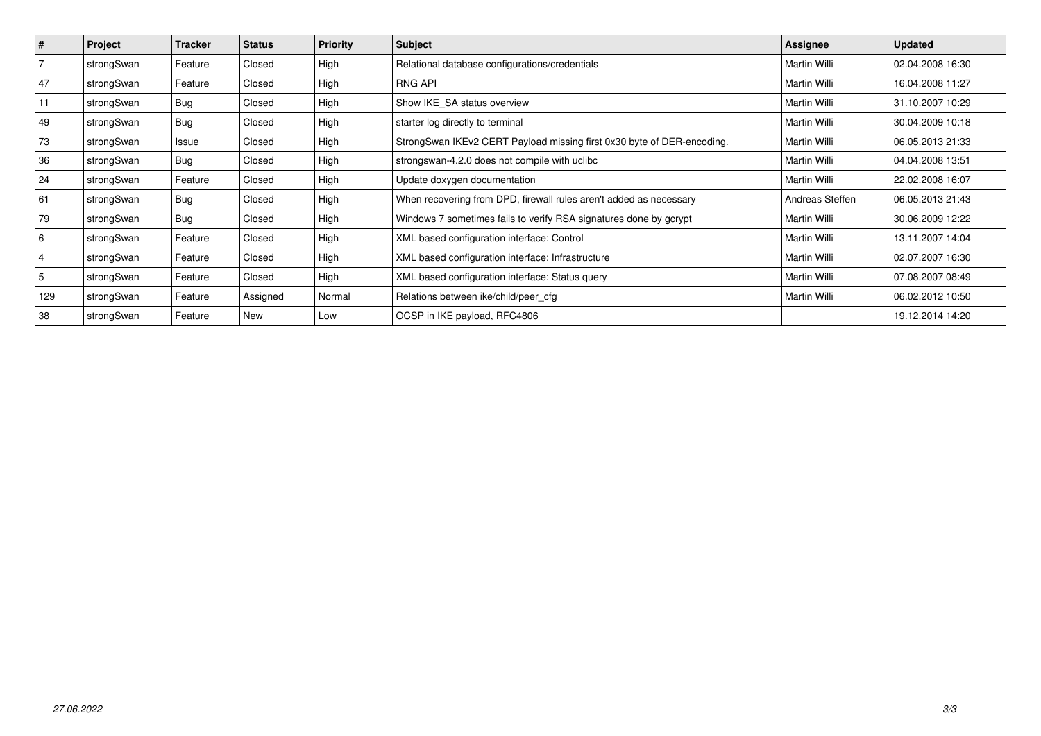| # | Project | Tracker | Status | Priority | Subject | Assignee | Updated |
|---|---|---|---|---|---|---|---|
| 7 | strongSwan | Feature | Closed | High | Relational database configurations/credentials | Martin Willi | 02.04.2008 16:30 |
| 47 | strongSwan | Feature | Closed | High | RNG API | Martin Willi | 16.04.2008 11:27 |
| 11 | strongSwan | Bug | Closed | High | Show IKE_SA status overview | Martin Willi | 31.10.2007 10:29 |
| 49 | strongSwan | Bug | Closed | High | starter log directly to terminal | Martin Willi | 30.04.2009 10:18 |
| 73 | strongSwan | Issue | Closed | High | StrongSwan IKEv2 CERT Payload missing first 0x30 byte of DER-encoding. | Martin Willi | 06.05.2013 21:33 |
| 36 | strongSwan | Bug | Closed | High | strongswan-4.2.0 does not compile with uclibc | Martin Willi | 04.04.2008 13:51 |
| 24 | strongSwan | Feature | Closed | High | Update doxygen documentation | Martin Willi | 22.02.2008 16:07 |
| 61 | strongSwan | Bug | Closed | High | When recovering from DPD, firewall rules aren't added as necessary | Andreas Steffen | 06.05.2013 21:43 |
| 79 | strongSwan | Bug | Closed | High | Windows 7 sometimes fails to verify RSA signatures done by gcrypt | Martin Willi | 30.06.2009 12:22 |
| 6 | strongSwan | Feature | Closed | High | XML based configuration interface: Control | Martin Willi | 13.11.2007 14:04 |
| 4 | strongSwan | Feature | Closed | High | XML based configuration interface: Infrastructure | Martin Willi | 02.07.2007 16:30 |
| 5 | strongSwan | Feature | Closed | High | XML based configuration interface: Status query | Martin Willi | 07.08.2007 08:49 |
| 129 | strongSwan | Feature | Assigned | Normal | Relations between ike/child/peer_cfg | Martin Willi | 06.02.2012 10:50 |
| 38 | strongSwan | Feature | New | Low | OCSP in IKE payload, RFC4806 | | 19.12.2014 14:20 |

*27.06.2022*